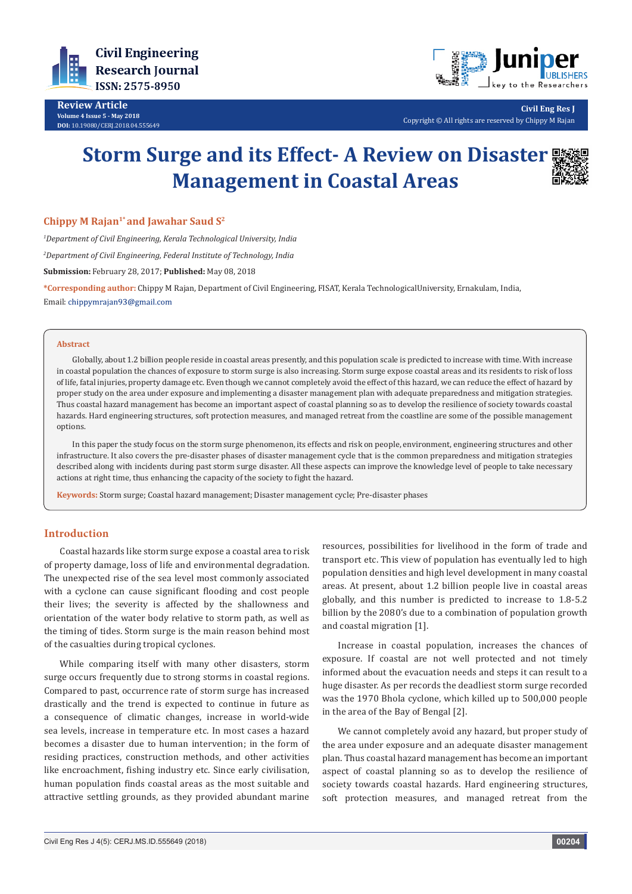Review Article
Volume 4 Issue 5 - May 2018
DOI: 10.19080/CERJ.2018.04.555649

Copyright © All rights are reserved by Chippy M Rajan

# Storm Surge and its Effect- A Review on Disaster Management in Coastal Areas

**Chippy M Rajan[1*] and Jawahar Saud S[2]**

[1]*Department of Civil Engineering, Kerala Technological University, India*

[2]*Department of Civil Engineering, Federal Institute of Technology, India*

**Submission:** February 28, 2017; **Published:** May 08, 2018

***Corresponding author:** Chippy M Rajan, Department of Civil Engineering, FISAT, Kerala TechnologicalUniversity, Ernakulam, India, Email: chippymrajan93@gmail.com

## Abstract

Globally, about 1.2 billion people reside in coastal areas presently, and this population scale is predicted to increase with time. With increase in coastal population the chances of exposure to storm surge is also increasing. Storm surge expose coastal areas and its residents to risk of loss of life, fatal injuries, property damage etc. Even though we cannot completely avoid the effect of this hazard, we can reduce the effect of hazard by proper study on the area under exposure and implementing a disaster management plan with adequate preparedness and mitigation strategies. Thus coastal hazard management has become an important aspect of coastal planning so as to develop the resilience of society towards coastal hazards. Hard engineering structures, soft protection measures, and managed retreat from the coastline are some of the possible management options.

In this paper the study focus on the storm surge phenomenon, its effects and risk on people, environment, engineering structures and other infrastructure. It also covers the pre-disaster phases of disaster management cycle that is the common preparedness and mitigation strategies described along with incidents during past storm surge disaster. All these aspects can improve the knowledge level of people to take necessary actions at right time, thus enhancing the capacity of the society to fight the hazard.

**Keywords:** Storm surge; Coastal hazard management; Disaster management cycle; Pre-disaster phases

## Introduction

Coastal hazards like storm surge expose a coastal area to risk of property damage, loss of life and environmental degradation. The unexpected rise of the sea level most commonly associated with a cyclone can cause significant flooding and cost people their lives; the severity is affected by the shallowness and orientation of the water body relative to storm path, as well as the timing of tides. Storm surge is the main reason behind most of the casualties during tropical cyclones.

While comparing itself with many other disasters, storm surge occurs frequently due to strong storms in coastal regions. Compared to past, occurrence rate of storm surge has increased drastically and the trend is expected to continue in future as a consequence of climatic changes, increase in world-wide sea levels, increase in temperature etc. In most cases a hazard becomes a disaster due to human intervention; in the form of residing practices, construction methods, and other activities like encroachment, fishing industry etc. Since early civilisation, human population finds coastal areas as the most suitable and attractive settling grounds, as they provided abundant marine resources, possibilities for livelihood in the form of trade and transport etc. This view of population has eventually led to high population densities and high level development in many coastal areas. At present, about 1.2 billion people live in coastal areas globally, and this number is predicted to increase to 1.8-5.2 billion by the 2080's due to a combination of population growth and coastal migration [1].

Increase in coastal population, increases the chances of exposure. If coastal are not well protected and not timely informed about the evacuation needs and steps it can result to a huge disaster. As per records the deadliest storm surge recorded was the 1970 Bhola cyclone, which killed up to 500,000 people in the area of the Bay of Bengal [2].

We cannot completely avoid any hazard, but proper study of the area under exposure and an adequate disaster management plan. Thus coastal hazard management has become an important aspect of coastal planning so as to develop the resilience of society towards coastal hazards. Hard engineering structures, soft protection measures, and managed retreat from the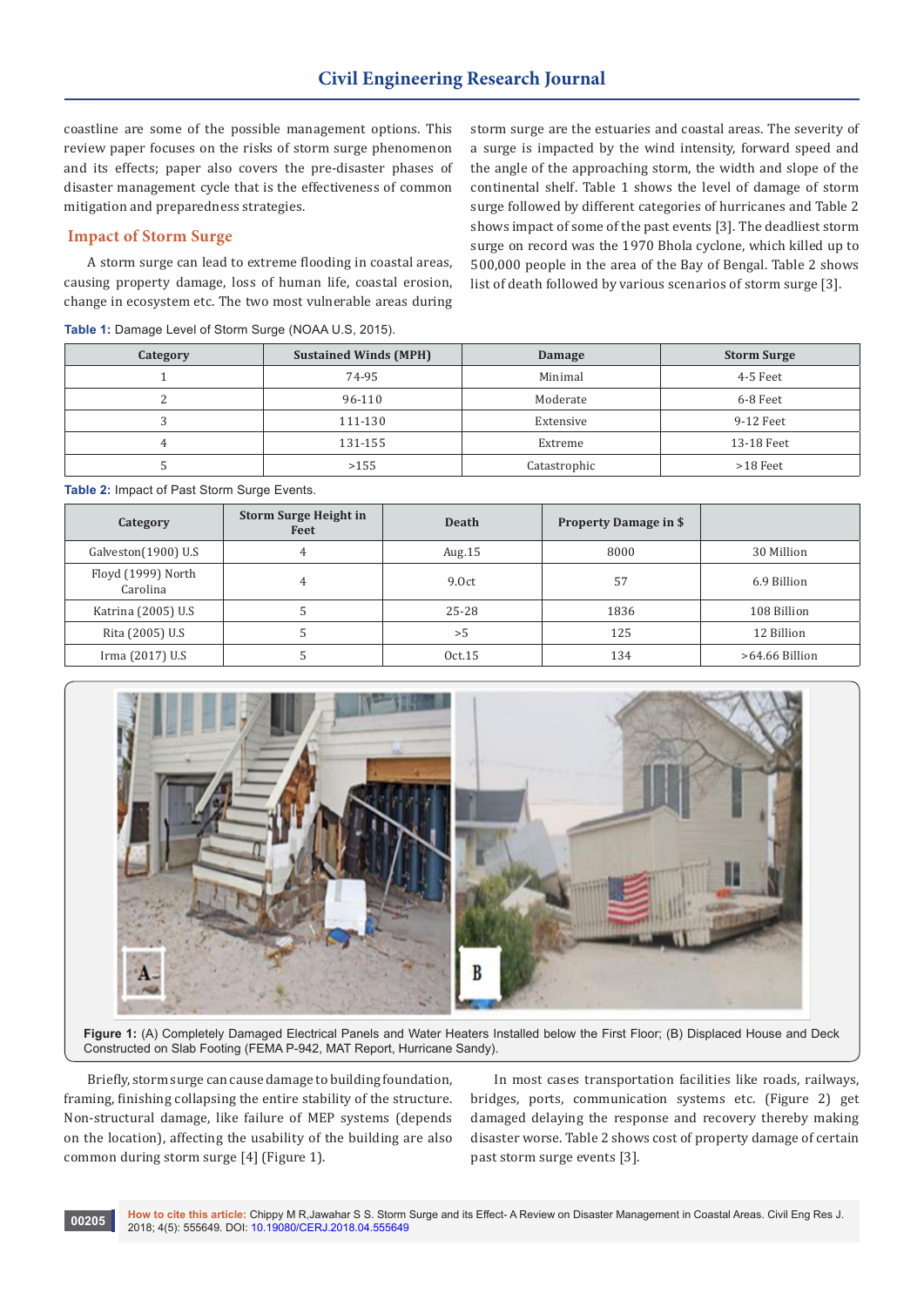coastline are some of the possible management options. This review paper focuses on the risks of storm surge phenomenon and its effects; paper also covers the pre-disaster phases of disaster management cycle that is the effectiveness of common mitigation and preparedness strategies.

## Impact of Storm Surge

A storm surge can lead to extreme flooding in coastal areas, causing property damage, loss of human life, coastal erosion, change in ecosystem etc. The two most vulnerable areas during storm surge are the estuaries and coastal areas. The severity of a surge is impacted by the wind intensity, forward speed and the angle of the approaching storm, the width and slope of the continental shelf. Table 1 shows the level of damage of storm surge followed by different categories of hurricanes and Table 2 shows impact of some of the past events [3]. The deadliest storm surge on record was the 1970 Bhola cyclone, which killed up to 500,000 people in the area of the Bay of Bengal. Table 2 shows list of death followed by various scenarios of storm surge [3].

**Table 1:** Damage Level of Storm Surge (NOAA U.S, 2015).

| Category | Sustained Winds (MPH) | Damage | Storm Surge |
|---|---|---|---|
| 1 | 74-95 | Minimal | 4-5 Feet |
| 2 | 96-110 | Moderate | 6-8 Feet |
| 3 | 111-130 | Extensive | 9-12 Feet |
| 4 | 131-155 | Extreme | 13-18 Feet |
| 5 | >155 | Catastrophic | >18 Feet |

**Table 2:** Impact of Past Storm Surge Events.

| Category | Storm Surge Height in Feet | Death | Property Damage in $ | |
|---|---|---|---|---|
| Galveston(1900) U.S | 4 | Aug.15 | 8000 | 30 Million |
| Floyd (1999) North Carolina | 4 | 9.Oct | 57 | 6.9 Billion |
| Katrina (2005) U.S | 5 | 25-28 | 1836 | 108 Billion |
| Rita (2005) U.S | 5 | >5 | 125 | 12 Billion |
| Irma (2017) U.S | 5 | Oct.15 | 134 | >64.66 Billion |

**Figure 1:** (A) Completely Damaged Electrical Panels and Water Heaters Installed below the First Floor; (B) Displaced House and Deck Constructed on Slab Footing (FEMA P-942, MAT Report, Hurricane Sandy).

Briefly, storm surge can cause damage to building foundation, framing, finishing collapsing the entire stability of the structure. Non-structural damage, like failure of MEP systems (depends on the location), affecting the usability of the building are also common during storm surge [4] (Figure 1).

In most cases transportation facilities like roads, railways, bridges, ports, communication systems etc. (Figure 2) get damaged delaying the response and recovery thereby making disaster worse. Table 2 shows cost of property damage of certain past storm surge events [3].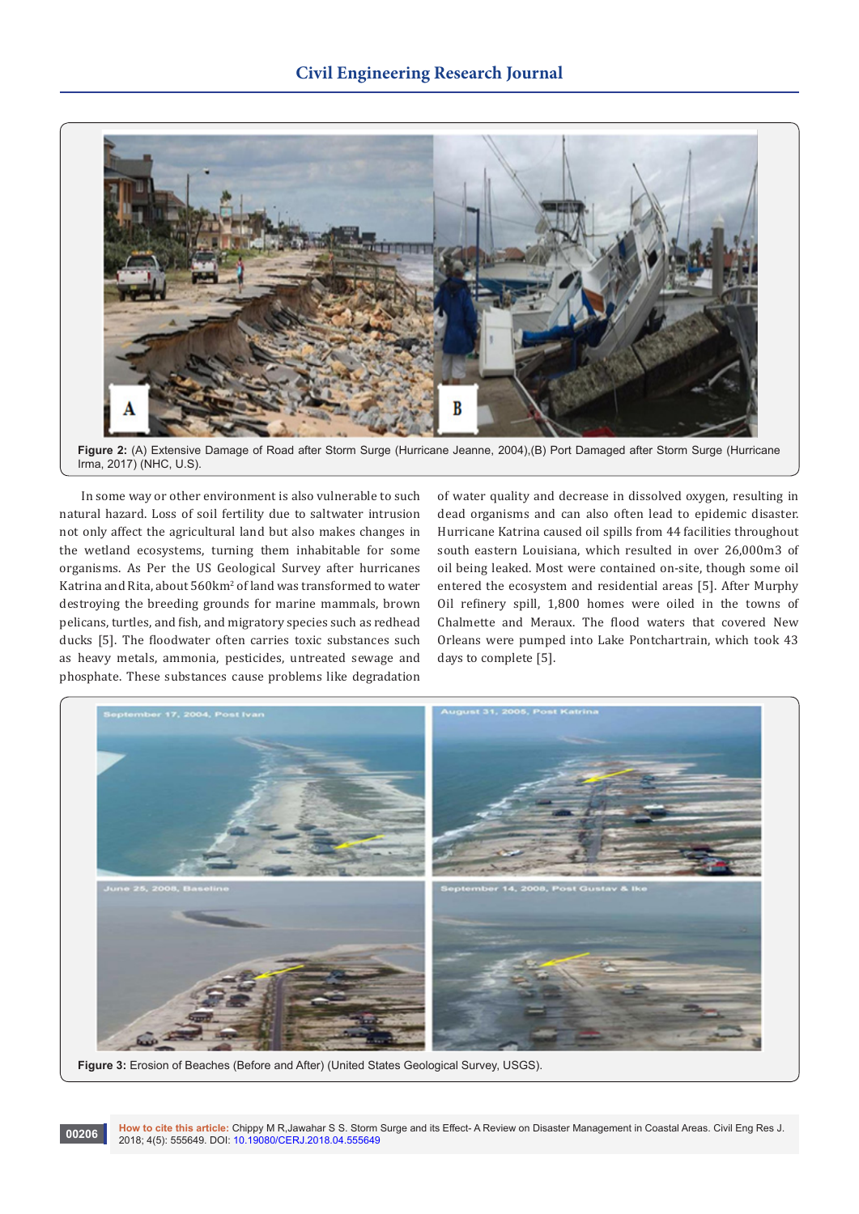Figure 2: (A) Extensive Damage of Road after Storm Surge (Hurricane Jeanne, 2004),(B) Port Damaged after Storm Surge (Hurricane Irma, 2017) (NHC, U.S).

In some way or other environment is also vulnerable to such natural hazard. Loss of soil fertility due to saltwater intrusion not only affect the agricultural land but also makes changes in the wetland ecosystems, turning them inhabitable for some organisms. As Per the US Geological Survey after hurricanes Katrina and Rita, about 560km$^2$ of land was transformed to water destroying the breeding grounds for marine mammals, brown pelicans, turtles, and fish, and migratory species such as redhead ducks [5]. The floodwater often carries toxic substances such as heavy metals, ammonia, pesticides, untreated sewage and phosphate. These substances cause problems like degradation of water quality and decrease in dissolved oxygen, resulting in dead organisms and can also often lead to epidemic disaster. Hurricane Katrina caused oil spills from 44 facilities throughout south eastern Louisiana, which resulted in over 26,000m3 of oil being leaked. Most were contained on-site, though some oil entered the ecosystem and residential areas [5]. After Murphy Oil refinery spill, 1,800 homes were oiled in the towns of Chalmette and Meraux. The flood waters that covered New Orleans were pumped into Lake Pontchartrain, which took 43 days to complete [5].

Figure 3: Erosion of Beaches (Before and After) (United States Geological Survey, USGS).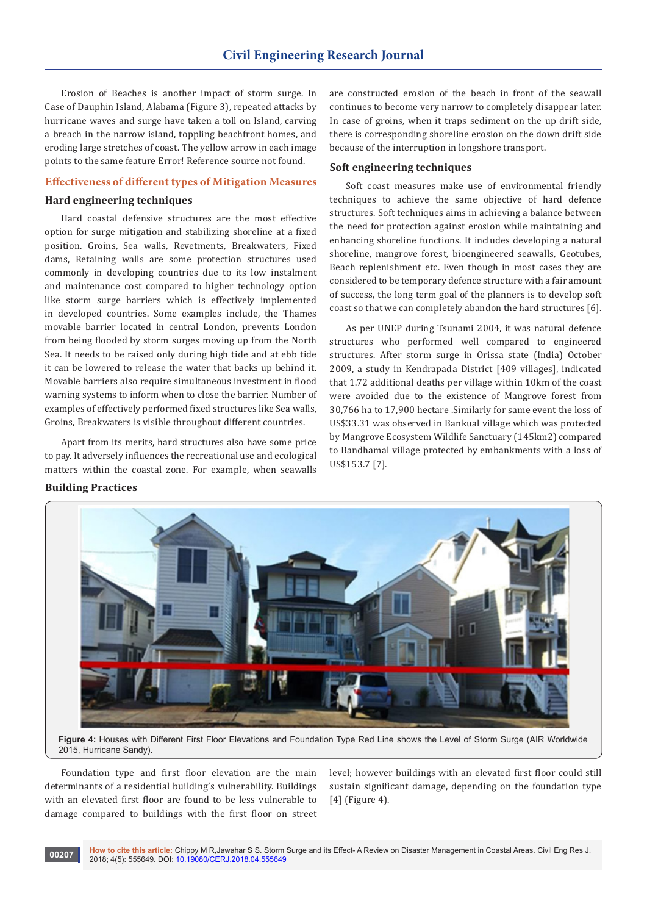Erosion of Beaches is another impact of storm surge. In Case of Dauphin Island, Alabama (Figure 3), repeated attacks by hurricane waves and surge have taken a toll on Island, carving a breach in the narrow island, toppling beachfront homes, and eroding large stretches of coast. The yellow arrow in each image points to the same feature Error! Reference source not found.

## Effectiveness of different types of Mitigation Measures

### Hard engineering techniques

Hard coastal defensive structures are the most effective option for surge mitigation and stabilizing shoreline at a fixed position. Groins, Sea walls, Revetments, Breakwaters, Fixed dams, Retaining walls are some protection structures used commonly in developing countries due to its low instalment and maintenance cost compared to higher technology option like storm surge barriers which is effectively implemented in developed countries. Some examples include, the Thames movable barrier located in central London, prevents London from being flooded by storm surges moving up from the North Sea. It needs to be raised only during high tide and at ebb tide it can be lowered to release the water that backs up behind it. Movable barriers also require simultaneous investment in flood warning systems to inform when to close the barrier. Number of examples of effectively performed fixed structures like Sea walls, Groins, Breakwaters is visible throughout different countries.

Apart from its merits, hard structures also have some price to pay. It adversely influences the recreational use and ecological matters within the coastal zone. For example, when seawalls are constructed erosion of the beach in front of the seawall continues to become very narrow to completely disappear later. In case of groins, when it traps sediment on the up drift side, there is corresponding shoreline erosion on the down drift side because of the interruption in longshore transport.

### Soft engineering techniques

Soft coast measures make use of environmental friendly techniques to achieve the same objective of hard defence structures. Soft techniques aims in achieving a balance between the need for protection against erosion while maintaining and enhancing shoreline functions. It includes developing a natural shoreline, mangrove forest, bioengineered seawalls, Geotubes, Beach replenishment etc. Even though in most cases they are considered to be temporary defence structure with a fair amount of success, the long term goal of the planners is to develop soft coast so that we can completely abandon the hard structures [6].

As per UNEP during Tsunami 2004, it was natural defence structures who performed well compared to engineered structures. After storm surge in Orissa state (India) October 2009, a study in Kendrapada District [409 villages], indicated that 1.72 additional deaths per village within 10km of the coast were avoided due to the existence of Mangrove forest from 30,766 ha to 17,900 hectare .Similarly for same event the loss of US$33.31 was observed in Bankual village which was protected by Mangrove Ecosystem Wildlife Sanctuary (145km2) compared to Bandhamal village protected by embankments with a loss of US$153.7 [7].

### Building Practices

**Figure 4:** Houses with Different First Floor Elevations and Foundation Type Red Line shows the Level of Storm Surge (AIR Worldwide 2015, Hurricane Sandy).

Foundation type and first floor elevation are the main determinants of a residential building's vulnerability. Buildings with an elevated first floor are found to be less vulnerable to damage compared to buildings with the first floor on street level; however buildings with an elevated first floor could still sustain significant damage, depending on the foundation type [4] (Figure 4).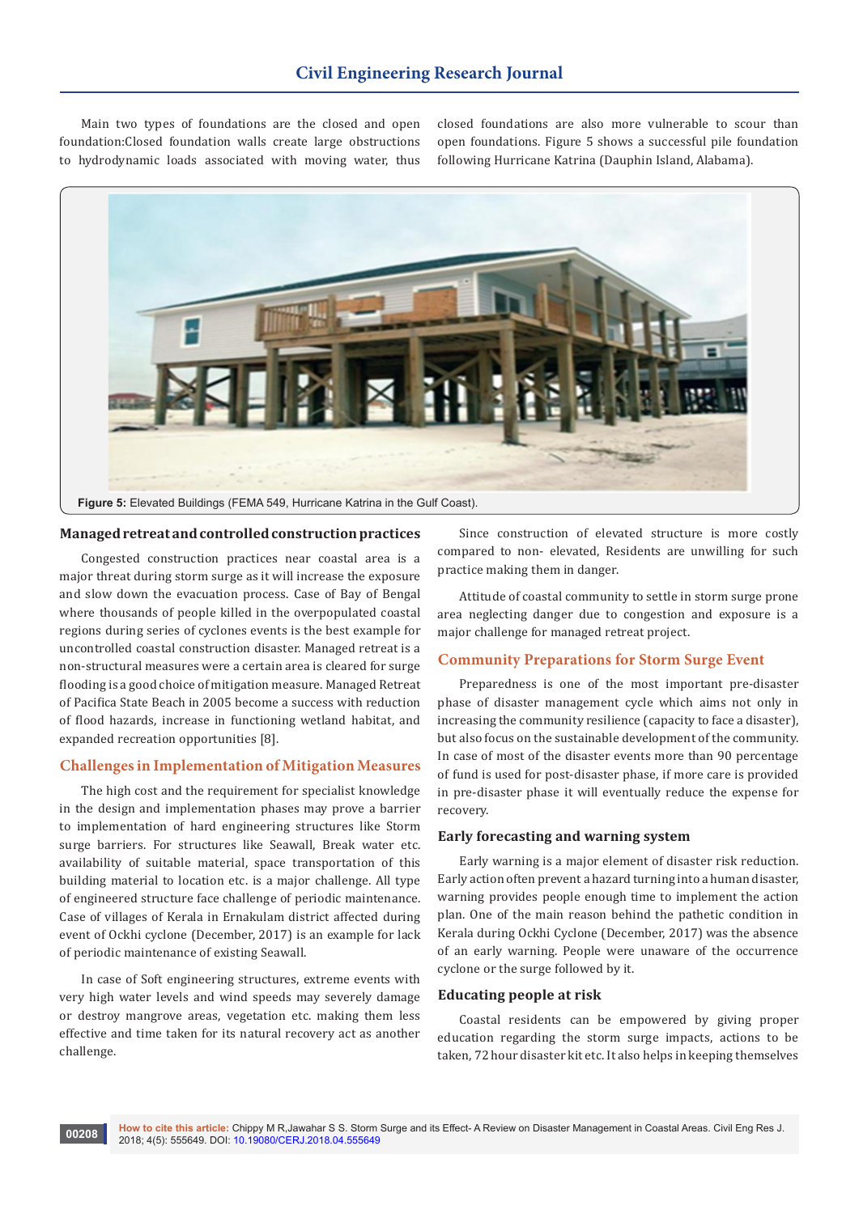Main two types of foundations are the closed and open foundation:Closed foundation walls create large obstructions to hydrodynamic loads associated with moving water, thus closed foundations are also more vulnerable to scour than open foundations. Figure 5 shows a successful pile foundation following Hurricane Katrina (Dauphin Island, Alabama).

**Figure 5:** Elevated Buildings (FEMA 549, Hurricane Katrina in the Gulf Coast).

### Managed retreat and controlled construction practices

Congested construction practices near coastal area is a major threat during storm surge as it will increase the exposure and slow down the evacuation process. Case of Bay of Bengal where thousands of people killed in the overpopulated coastal regions during series of cyclones events is the best example for uncontrolled coastal construction disaster. Managed retreat is a non-structural measures were a certain area is cleared for surge flooding is a good choice of mitigation measure. Managed Retreat of Pacifica State Beach in 2005 become a success with reduction of flood hazards, increase in functioning wetland habitat, and expanded recreation opportunities [8].

## Challenges in Implementation of Mitigation Measures

The high cost and the requirement for specialist knowledge in the design and implementation phases may prove a barrier to implementation of hard engineering structures like Storm surge barriers. For structures like Seawall, Break water etc. availability of suitable material, space transportation of this building material to location etc. is a major challenge. All type of engineered structure face challenge of periodic maintenance. Case of villages of Kerala in Ernakulam district affected during event of Ockhi cyclone (December, 2017) is an example for lack of periodic maintenance of existing Seawall.

In case of Soft engineering structures, extreme events with very high water levels and wind speeds may severely damage or destroy mangrove areas, vegetation etc. making them less effective and time taken for its natural recovery act as another challenge.

Since construction of elevated structure is more costly compared to non- elevated, Residents are unwilling for such practice making them in danger.

Attitude of coastal community to settle in storm surge prone area neglecting danger due to congestion and exposure is a major challenge for managed retreat project.

## Community Preparations for Storm Surge Event

Preparedness is one of the most important pre-disaster phase of disaster management cycle which aims not only in increasing the community resilience (capacity to face a disaster), but also focus on the sustainable development of the community. In case of most of the disaster events more than 90 percentage of fund is used for post-disaster phase, if more care is provided in pre-disaster phase it will eventually reduce the expense for recovery.

### Early forecasting and warning system

Early warning is a major element of disaster risk reduction. Early action often prevent a hazard turning into a human disaster, warning provides people enough time to implement the action plan. One of the main reason behind the pathetic condition in Kerala during Ockhi Cyclone (December, 2017) was the absence of an early warning. People were unaware of the occurrence cyclone or the surge followed by it.

### Educating people at risk

Coastal residents can be empowered by giving proper education regarding the storm surge impacts, actions to be taken, 72 hour disaster kit etc. It also helps in keeping themselves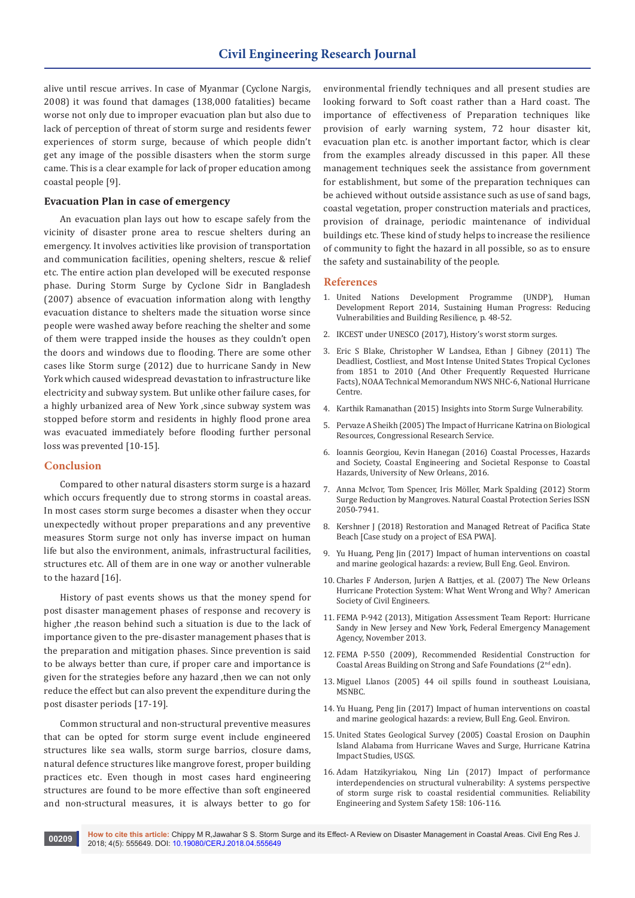alive until rescue arrives. In case of Myanmar (Cyclone Nargis, 2008) it was found that damages (138,000 fatalities) became worse not only due to improper evacuation plan but also due to lack of perception of threat of storm surge and residents fewer experiences of storm surge, because of which people didn't get any image of the possible disasters when the storm surge came. This is a clear example for lack of proper education among coastal people [9].

### Evacuation Plan in case of emergency

An evacuation plan lays out how to escape safely from the vicinity of disaster prone area to rescue shelters during an emergency. It involves activities like provision of transportation and communication facilities, opening shelters, rescue & relief etc. The entire action plan developed will be executed response phase. During Storm Surge by Cyclone Sidr in Bangladesh (2007) absence of evacuation information along with lengthy evacuation distance to shelters made the situation worse since people were washed away before reaching the shelter and some of them were trapped inside the houses as they couldn't open the doors and windows due to flooding. There are some other cases like Storm surge (2012) due to hurricane Sandy in New York which caused widespread devastation to infrastructure like electricity and subway system. But unlike other failure cases, for a highly urbanized area of New York ,since subway system was stopped before storm and residents in highly flood prone area was evacuated immediately before flooding further personal loss was prevented [10-15].

## Conclusion

Compared to other natural disasters storm surge is a hazard which occurs frequently due to strong storms in coastal areas. In most cases storm surge becomes a disaster when they occur unexpectedly without proper preparations and any preventive measures Storm surge not only has inverse impact on human life but also the environment, animals, infrastructural facilities, structures etc. All of them are in one way or another vulnerable to the hazard [16].

History of past events shows us that the money spend for post disaster management phases of response and recovery is higher ,the reason behind such a situation is due to the lack of importance given to the pre-disaster management phases that is the preparation and mitigation phases. Since prevention is said to be always better than cure, if proper care and importance is given for the strategies before any hazard ,then we can not only reduce the effect but can also prevent the expenditure during the post disaster periods [17-19].

Common structural and non-structural preventive measures that can be opted for storm surge event include engineered structures like sea walls, storm surge barrios, closure dams, natural defence structures like mangrove forest, proper building practices etc. Even though in most cases hard engineering structures are found to be more effective than soft engineered and non-structural measures, it is always better to go for environmental friendly techniques and all present studies are looking forward to Soft coast rather than a Hard coast. The importance of effectiveness of Preparation techniques like provision of early warning system, 72 hour disaster kit, evacuation plan etc. is another important factor, which is clear from the examples already discussed in this paper. All these management techniques seek the assistance from government for establishment, but some of the preparation techniques can be achieved without outside assistance such as use of sand bags, coastal vegetation, proper construction materials and practices, provision of drainage, periodic maintenance of individual buildings etc. These kind of study helps to increase the resilience of community to fight the hazard in all possible, so as to ensure the safety and sustainability of the people.

## References

1. United Nations Development Programme (UNDP), Human Development Report 2014, Sustaining Human Progress: Reducing Vulnerabilities and Building Resilience, p. 48-52.
2. IKCEST under UNESCO (2017), History's worst storm surges.
3. Eric S Blake, Christopher W Landsea, Ethan J Gibney (2011) The Deadliest, Costliest, and Most Intense United States Tropical Cyclones from 1851 to 2010 (And Other Frequently Requested Hurricane Facts), NOAA Technical Memorandum NWS NHC-6, National Hurricane Centre.
4. Karthik Ramanathan (2015) Insights into Storm Surge Vulnerability.
5. Pervaze A Sheikh (2005) The Impact of Hurricane Katrina on Biological Resources, Congressional Research Service.
6. Ioannis Georgiou, Kevin Hanegan (2016) Coastal Processes, Hazards and Society, Coastal Engineering and Societal Response to Coastal Hazards, University of New Orleans, 2016.
7. Anna McIvor, Tom Spencer, Iris Möller, Mark Spalding (2012) Storm Surge Reduction by Mangroves. Natural Coastal Protection Series ISSN 2050-7941.
8. Kershner J (2018) Restoration and Managed Retreat of Pacifica State Beach [Case study on a project of ESA PWA].
9. Yu Huang, Peng Jin (2017) Impact of human interventions on coastal and marine geological hazards: a review, Bull Eng. Geol. Environ.
10. Charles F Anderson, Jurjen A Battjes, et al. (2007) The New Orleans Hurricane Protection System: What Went Wrong and Why? American Society of Civil Engineers.
11. FEMA P-942 (2013), Mitigation Assessment Team Report: Hurricane Sandy in New Jersey and New York, Federal Emergency Management Agency, November 2013.
12. FEMA P-550 (2009), Recommended Residential Construction for Coastal Areas Building on Strong and Safe Foundations (2nd edn).
13. Miguel Llanos (2005) 44 oil spills found in southeast Louisiana, MSNBC.
14. Yu Huang, Peng Jin (2017) Impact of human interventions on coastal and marine geological hazards: a review, Bull Eng. Geol. Environ.
15. United States Geological Survey (2005) Coastal Erosion on Dauphin Island Alabama from Hurricane Waves and Surge, Hurricane Katrina Impact Studies, USGS.
16. Adam Hatzikyriakou, Ning Lin (2017) Impact of performance interdependencies on structural vulnerability: A systems perspective of storm surge risk to coastal residential communities. Reliability Engineering and System Safety 158: 106-116.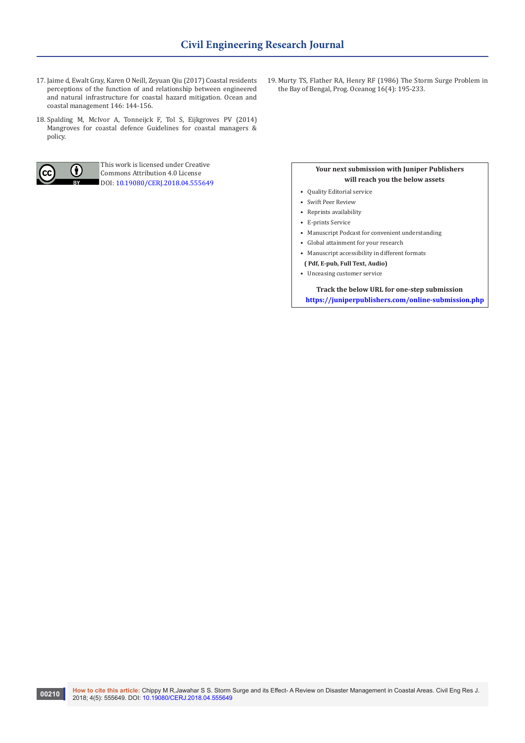17. Jaime d, Ewalt Gray, Karen O Neill, Zeyuan Qiu (2017) Coastal residents perceptions of the function of and relationship between engineered and natural infrastructure for coastal hazard mitigation. Ocean and coastal management 146: 144-156.

18. Spalding M, McIvor A, Tonneijck F, Tol S, Eijkgroves PV (2014) Mangroves for coastal defence Guidelines for coastal managers & policy.

19. Murty TS, Flather RA, Henry RF (1986) The Storm Surge Problem in the Bay of Bengal, Prog. Oceanog 16(4): 195-233.

This work is licensed under Creative Commons Attribution 4.0 License
DOI: 10.19080/CERJ.2018.04.555649

**Your next submission with Juniper Publishers will reach you the below assets**

- Quality Editorial service
- Swift Peer Review
- Reprints availability
- E-prints Service
- Manuscript Podcast for convenient understanding
- Global attainment for your research
- Manuscript accessibility in different formats

**( Pdf, E-pub, Full Text, Audio)**

- Unceasing customer service

**Track the below URL for one-step submission**
**https://juniperpublishers.com/online-submission.php**

**How to cite this article:** Chippy M R,Jawahar S S. Storm Surge and its Effect- A Review on Disaster Management in Coastal Areas. Civil Eng Res J. 2018; 4(5): 555649. DOI: 10.19080/CERJ.2018.04.555649